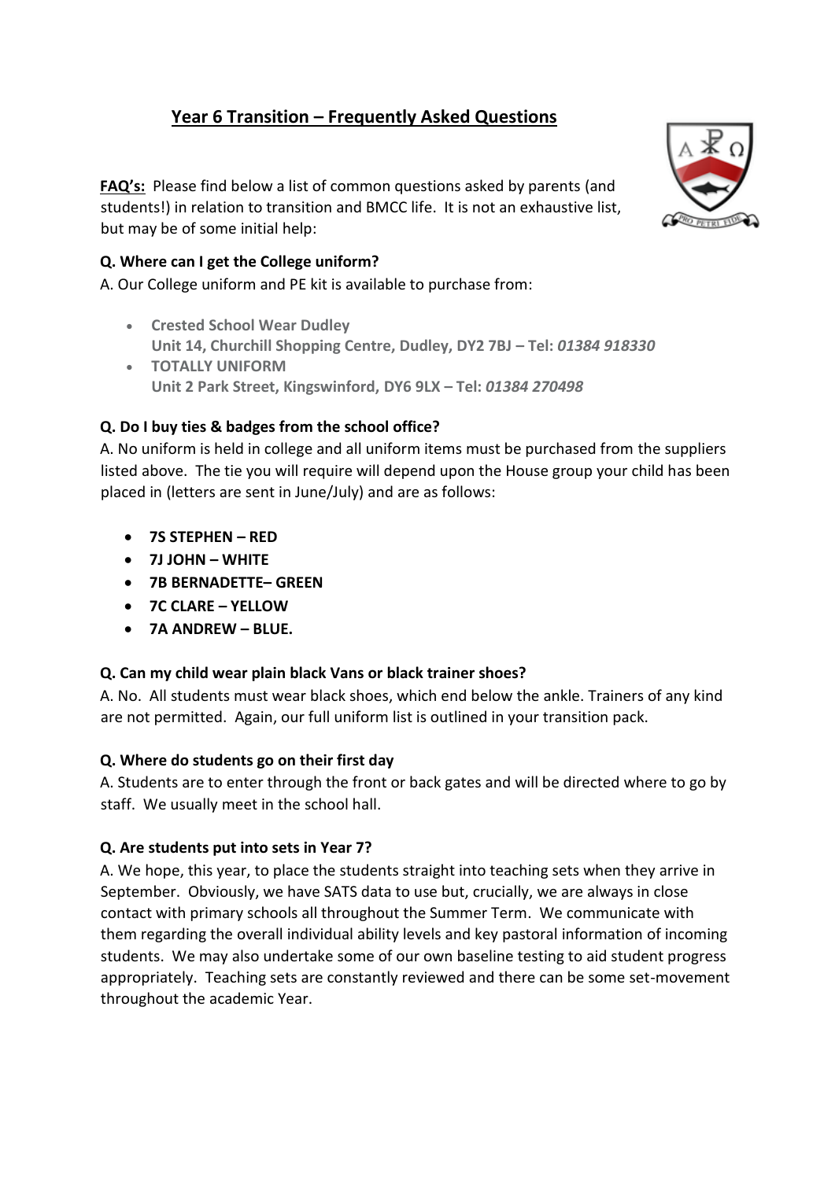# Year 6 Transition – Frequently Asked Questions

**FAQ's:** Please find below a list of common questions asked by parents (and students!) in relation to transition and BMCC life. It is not an exhaustive list, but may be of some initial help:

**Q. Where can I get the College uniform?**

A. Our College uniform and PE kit is available to purchase from:

- **Crested School Wear Dudley**
  **Unit 14, Churchill Shopping Centre, Dudley, DY2 7BJ – Tel:** ***01384 918330***
- **TOTALLY UNIFORM**
  **Unit 2 Park Street, Kingswinford, DY6 9LX – Tel:** ***01384 270498***

**Q. Do I buy ties & badges from the school office?**

A. No uniform is held in college and all uniform items must be purchased from the suppliers listed above. The tie you will require will depend upon the House group your child has been placed in (letters are sent in June/July) and are as follows:

- **7S STEPHEN – RED**
- **7J JOHN – WHITE**
- **7B BERNADETTE– GREEN**
- **7C CLARE – YELLOW**
- **7A ANDREW – BLUE.**

**Q. Can my child wear plain black Vans or black trainer shoes?**

A. No. All students must wear black shoes, which end below the ankle. Trainers of any kind are not permitted. Again, our full uniform list is outlined in your transition pack.

**Q. Where do students go on their first day**

A. Students are to enter through the front or back gates and will be directed where to go by staff. We usually meet in the school hall.

**Q. Are students put into sets in Year 7?**

A. We hope, this year, to place the students straight into teaching sets when they arrive in September. Obviously, we have SATS data to use but, crucially, we are always in close contact with primary schools all throughout the Summer Term. We communicate with them regarding the overall individual ability levels and key pastoral information of incoming students. We may also undertake some of our own baseline testing to aid student progress appropriately. Teaching sets are constantly reviewed and there can be some set-movement throughout the academic Year.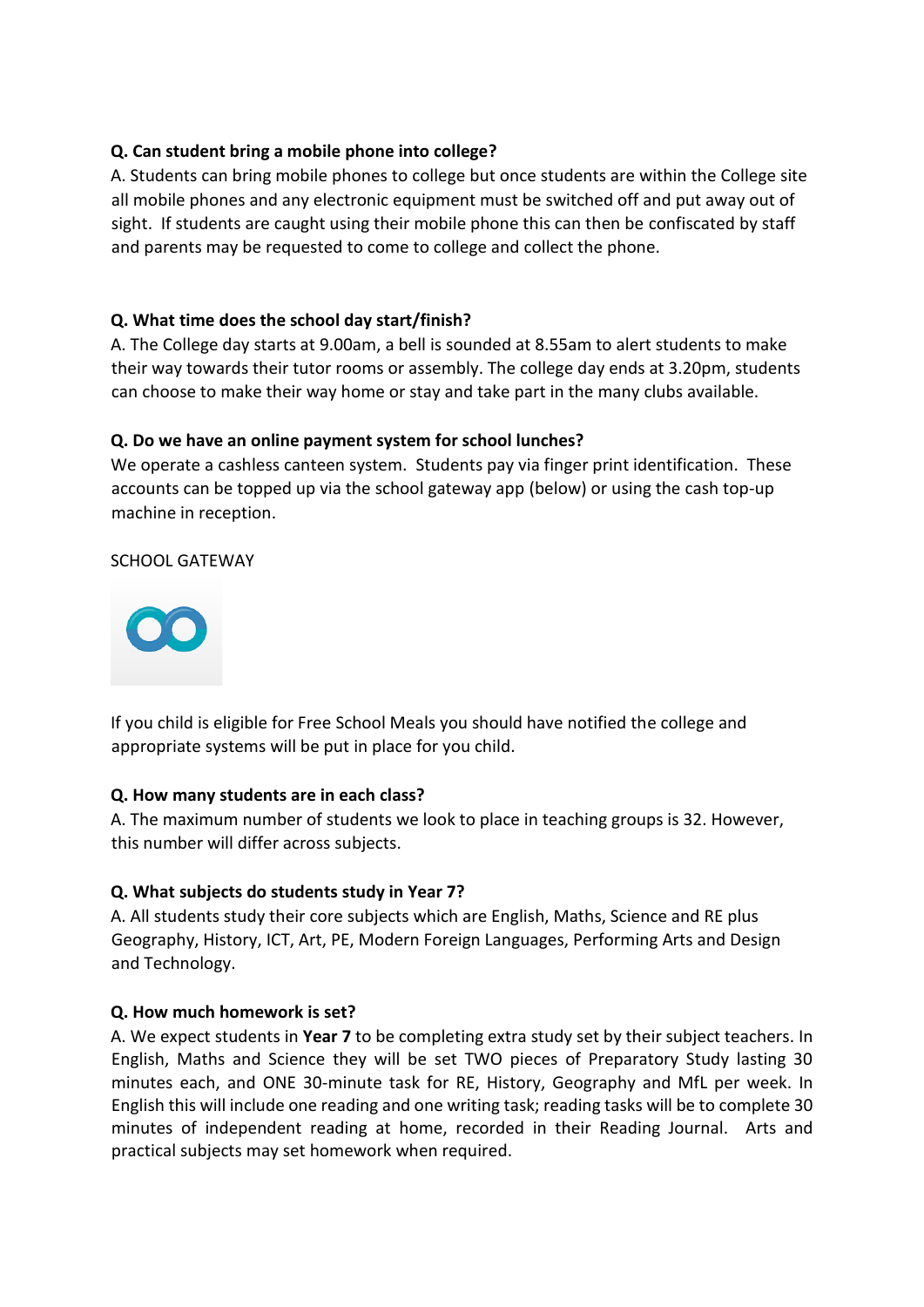**Q. Can student bring a mobile phone into college?**
A. Students can bring mobile phones to college but once students are within the College site all mobile phones and any electronic equipment must be switched off and put away out of sight. If students are caught using their mobile phone this can then be confiscated by staff and parents may be requested to come to college and collect the phone.

**Q. What time does the school day start/finish?**
A. The College day starts at 9.00am, a bell is sounded at 8.55am to alert students to make their way towards their tutor rooms or assembly. The college day ends at 3.20pm, students can choose to make their way home or stay and take part in the many clubs available.

**Q. Do we have an online payment system for school lunches?**
We operate a cashless canteen system. Students pay via finger print identification. These accounts can be topped up via the school gateway app (below) or using the cash top-up machine in reception.

SCHOOL GATEWAY

If you child is eligible for Free School Meals you should have notified the college and appropriate systems will be put in place for you child.

**Q. How many students are in each class?**
A. The maximum number of students we look to place in teaching groups is 32. However, this number will differ across subjects.

**Q. What subjects do students study in Year 7?**
A. All students study their core subjects which are English, Maths, Science and RE plus Geography, History, ICT, Art, PE, Modern Foreign Languages, Performing Arts and Design and Technology.

**Q. How much homework is set?**
A. We expect students in **Year 7** to be completing extra study set by their subject teachers. In English, Maths and Science they will be set TWO pieces of Preparatory Study lasting 30 minutes each, and ONE 30-minute task for RE, History, Geography and MfL per week. In English this will include one reading and one writing task; reading tasks will be to complete 30 minutes of independent reading at home, recorded in their Reading Journal. Arts and practical subjects may set homework when required.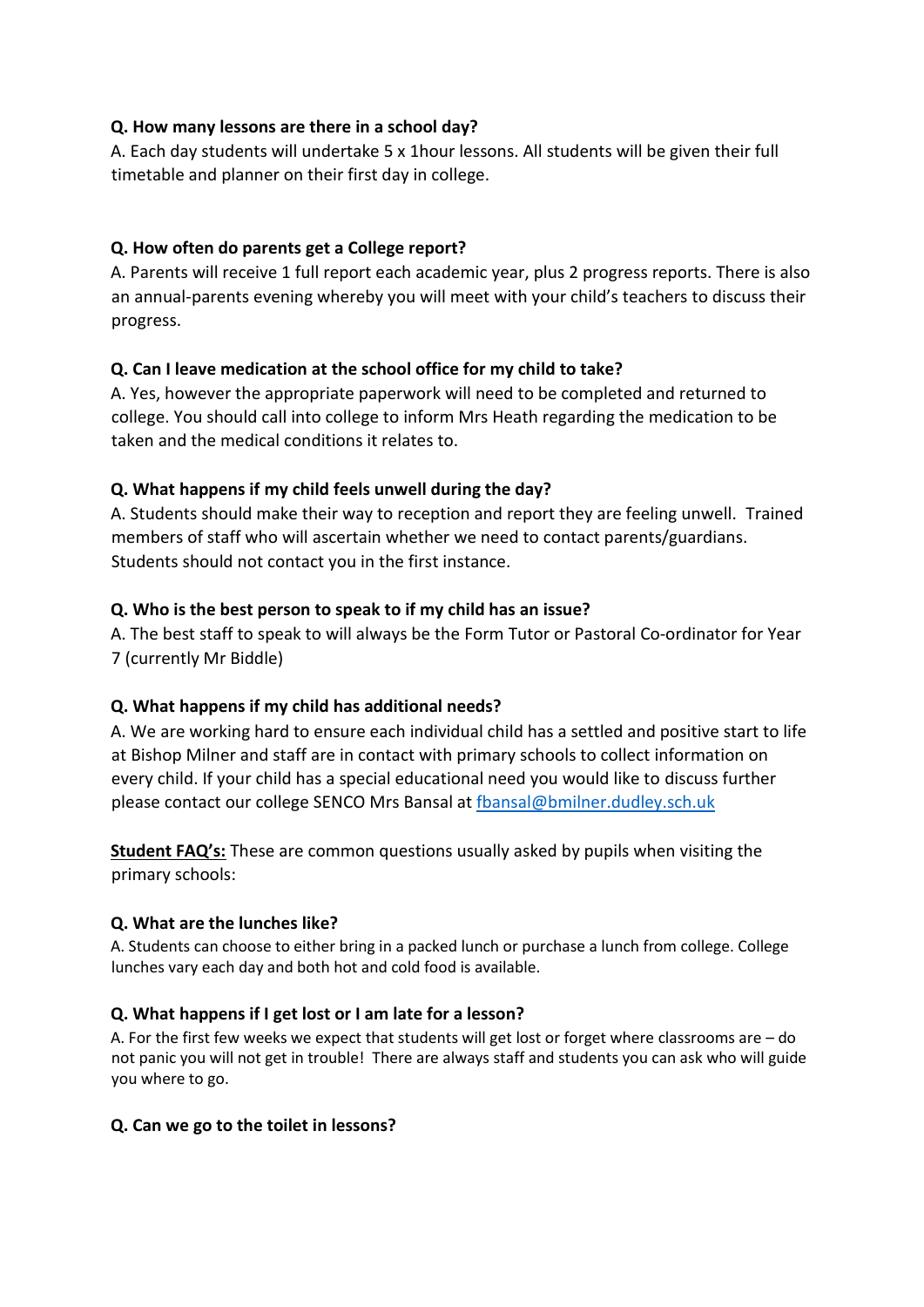**Q. How many lessons are there in a school day?**

A. Each day students will undertake 5 x 1hour lessons. All students will be given their full timetable and planner on their first day in college.

**Q. How often do parents get a College report?**

A. Parents will receive 1 full report each academic year, plus 2 progress reports. There is also an annual-parents evening whereby you will meet with your child's teachers to discuss their progress.

**Q. Can I leave medication at the school office for my child to take?**

A. Yes, however the appropriate paperwork will need to be completed and returned to college. You should call into college to inform Mrs Heath regarding the medication to be taken and the medical conditions it relates to.

**Q. What happens if my child feels unwell during the day?**

A. Students should make their way to reception and report they are feeling unwell. Trained members of staff who will ascertain whether we need to contact parents/guardians. Students should not contact you in the first instance.

**Q. Who is the best person to speak to if my child has an issue?**

A. The best staff to speak to will always be the Form Tutor or Pastoral Co-ordinator for Year 7 (currently Mr Biddle)

**Q. What happens if my child has additional needs?**

A. We are working hard to ensure each individual child has a settled and positive start to life at Bishop Milner and staff are in contact with primary schools to collect information on every child. If your child has a special educational need you would like to discuss further please contact our college SENCO Mrs Bansal at [fbansal@bmilner.dudley.sch.uk](mailto:fbansal@bmilner.dudley.sch.uk)

**Student FAQ's:** These are common questions usually asked by pupils when visiting the primary schools:

**Q. What are the lunches like?**

A. Students can choose to either bring in a packed lunch or purchase a lunch from college. College lunches vary each day and both hot and cold food is available.

**Q. What happens if I get lost or I am late for a lesson?**

A. For the first few weeks we expect that students will get lost or forget where classrooms are – do not panic you will not get in trouble! There are always staff and students you can ask who will guide you where to go.

**Q. Can we go to the toilet in lessons?**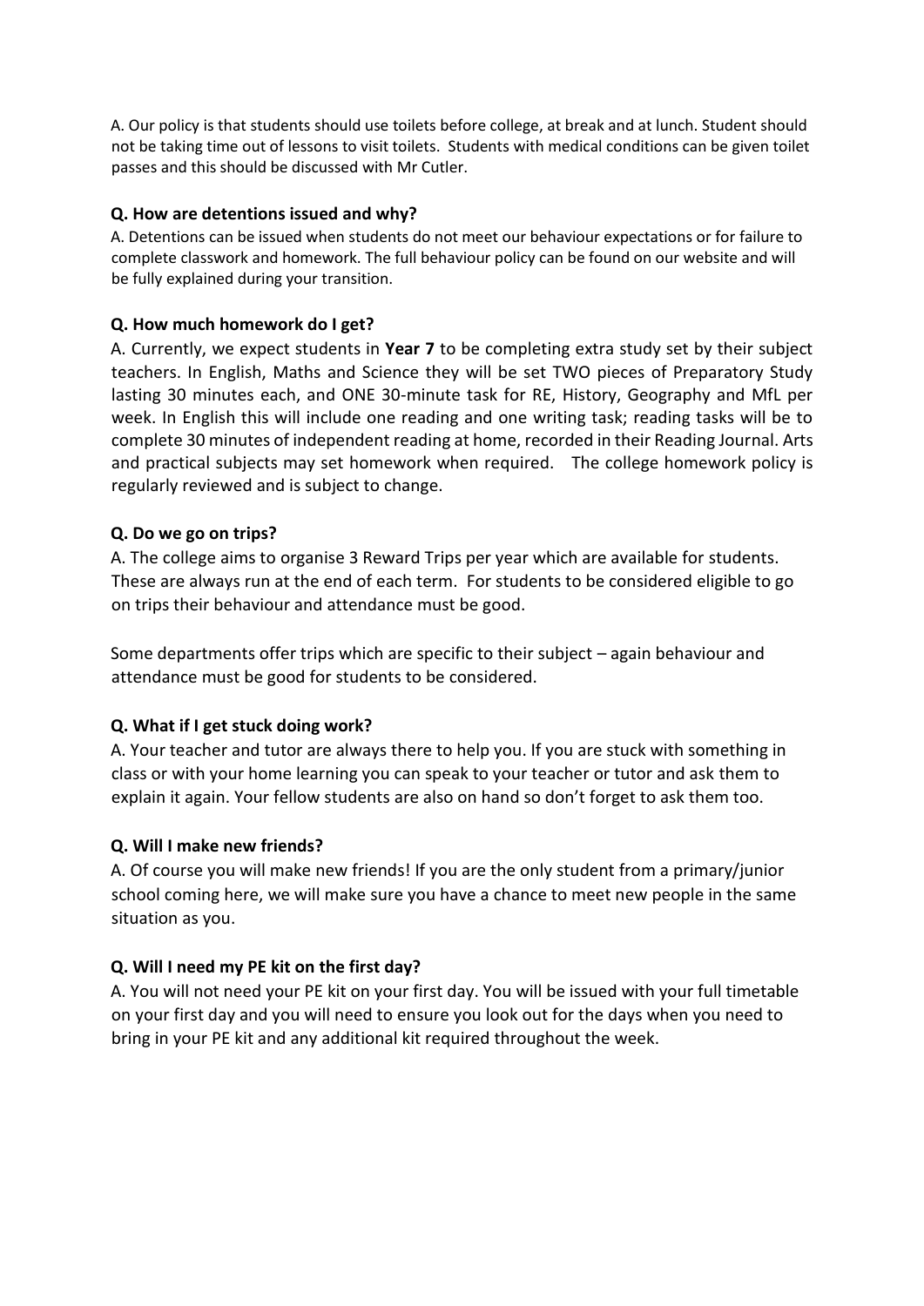A. Our policy is that students should use toilets before college, at break and at lunch. Student should not be taking time out of lessons to visit toilets. Students with medical conditions can be given toilet passes and this should be discussed with Mr Cutler.

**Q. How are detentions issued and why?**

A. Detentions can be issued when students do not meet our behaviour expectations or for failure to complete classwork and homework. The full behaviour policy can be found on our website and will be fully explained during your transition.

**Q. How much homework do I get?**

A. Currently, we expect students in **Year 7** to be completing extra study set by their subject teachers. In English, Maths and Science they will be set TWO pieces of Preparatory Study lasting 30 minutes each, and ONE 30-minute task for RE, History, Geography and MfL per week. In English this will include one reading and one writing task; reading tasks will be to complete 30 minutes of independent reading at home, recorded in their Reading Journal. Arts and practical subjects may set homework when required. The college homework policy is regularly reviewed and is subject to change.

**Q. Do we go on trips?**

A. The college aims to organise 3 Reward Trips per year which are available for students. These are always run at the end of each term. For students to be considered eligible to go on trips their behaviour and attendance must be good.

Some departments offer trips which are specific to their subject – again behaviour and attendance must be good for students to be considered.

**Q. What if I get stuck doing work?**

A. Your teacher and tutor are always there to help you. If you are stuck with something in class or with your home learning you can speak to your teacher or tutor and ask them to explain it again. Your fellow students are also on hand so don't forget to ask them too.

**Q. Will I make new friends?**

A. Of course you will make new friends! If you are the only student from a primary/junior school coming here, we will make sure you have a chance to meet new people in the same situation as you.

**Q. Will I need my PE kit on the first day?**

A. You will not need your PE kit on your first day. You will be issued with your full timetable on your first day and you will need to ensure you look out for the days when you need to bring in your PE kit and any additional kit required throughout the week.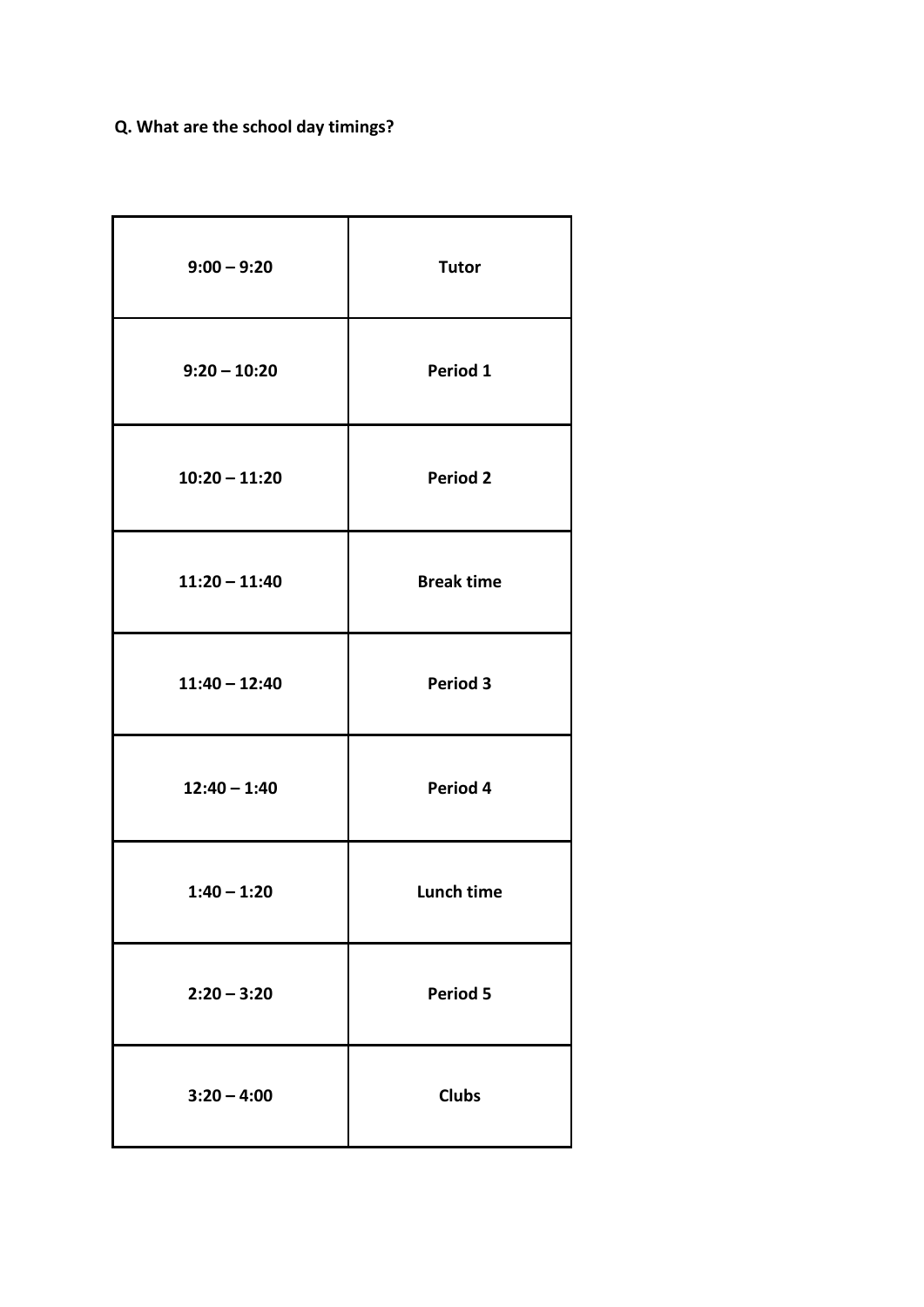**Q. What are the school day timings?**

| | |
|---|---|
| **9:00 – 9:20** | **Tutor** |
| **9:20 – 10:20** | **Period 1** |
| **10:20 – 11:20** | **Period 2** |
| **11:20 – 11:40** | **Break time** |
| **11:40 – 12:40** | **Period 3** |
| **12:40 – 1:40** | **Period 4** |
| **1:40 – 1:20** | **Lunch time** |
| **2:20 – 3:20** | **Period 5** |
| **3:20 – 4:00** | **Clubs** |